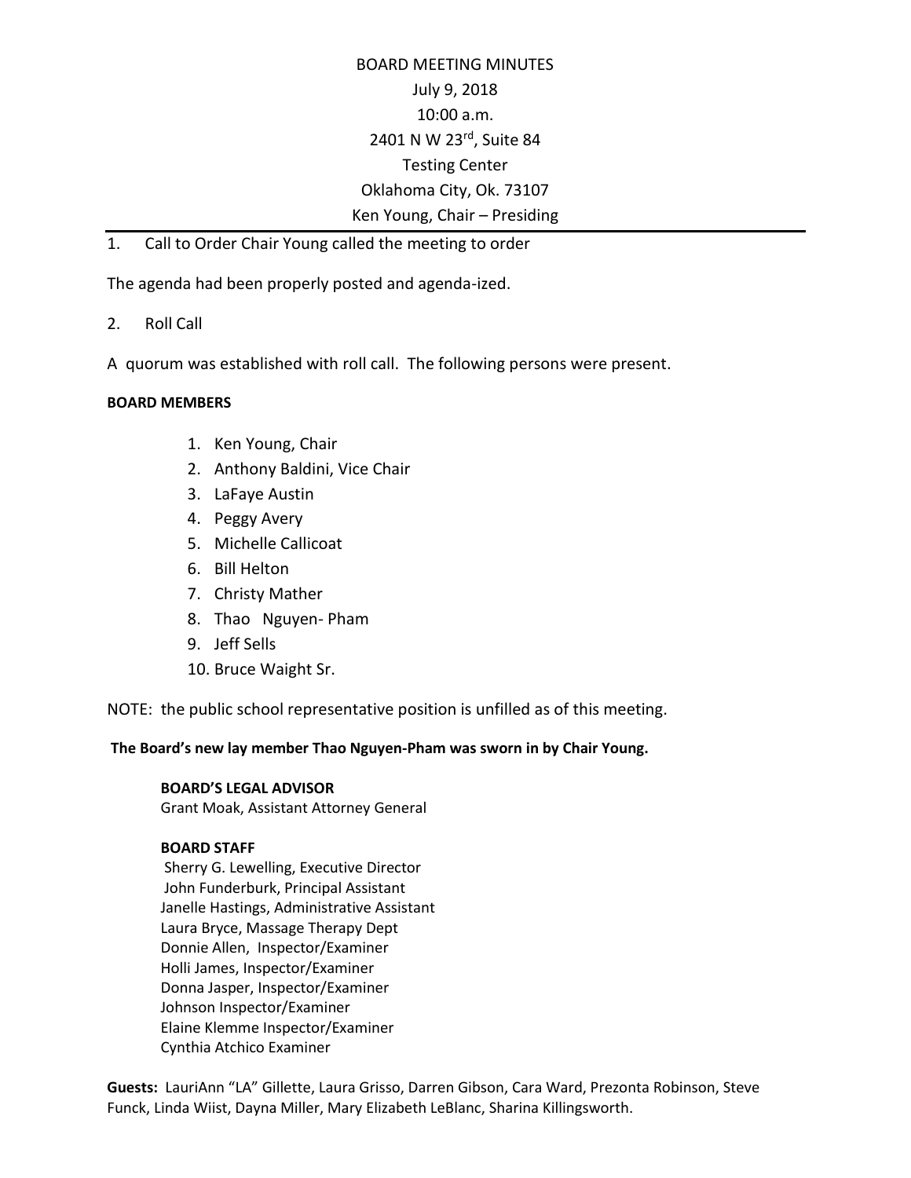# BOARD MEETING MINUTES

July 9, 2018

10:00 a.m.

2401 N W 23rd, Suite 84

Testing Center

Oklahoma City, Ok. 73107

Ken Young, Chair – Presiding

---

1. Call to Order Chair Young called the meeting to order

The agenda had been properly posted and agenda-ized.

2. Roll Call

A quorum was established with roll call. The following persons were present.

**BOARD MEMBERS**

1. Ken Young, Chair
2. Anthony Baldini, Vice Chair
3. LaFaye Austin
4. Peggy Avery
5. Michelle Callicoat
6. Bill Helton
7. Christy Mather
8. Thao Nguyen- Pham
9. Jeff Sells
10. Bruce Waight Sr.

NOTE: the public school representative position is unfilled as of this meeting.

**The Board's new lay member Thao Nguyen-Pham was sworn in by Chair Young.**

**BOARD'S LEGAL ADVISOR**
Grant Moak, Assistant Attorney General

**BOARD STAFF**
Sherry G. Lewelling, Executive Director
John Funderburk, Principal Assistant
Janelle Hastings, Administrative Assistant
Laura Bryce, Massage Therapy Dept
Donnie Allen, Inspector/Examiner
Holli James, Inspector/Examiner
Donna Jasper, Inspector/Examiner
Johnson Inspector/Examiner
Elaine Klemme Inspector/Examiner
Cynthia Atchico Examiner

**Guests:** LauriAnn "LA" Gillette, Laura Grisso, Darren Gibson, Cara Ward, Prezonta Robinson, Steve Funck, Linda Wiist, Dayna Miller, Mary Elizabeth LeBlanc, Sharina Killingsworth.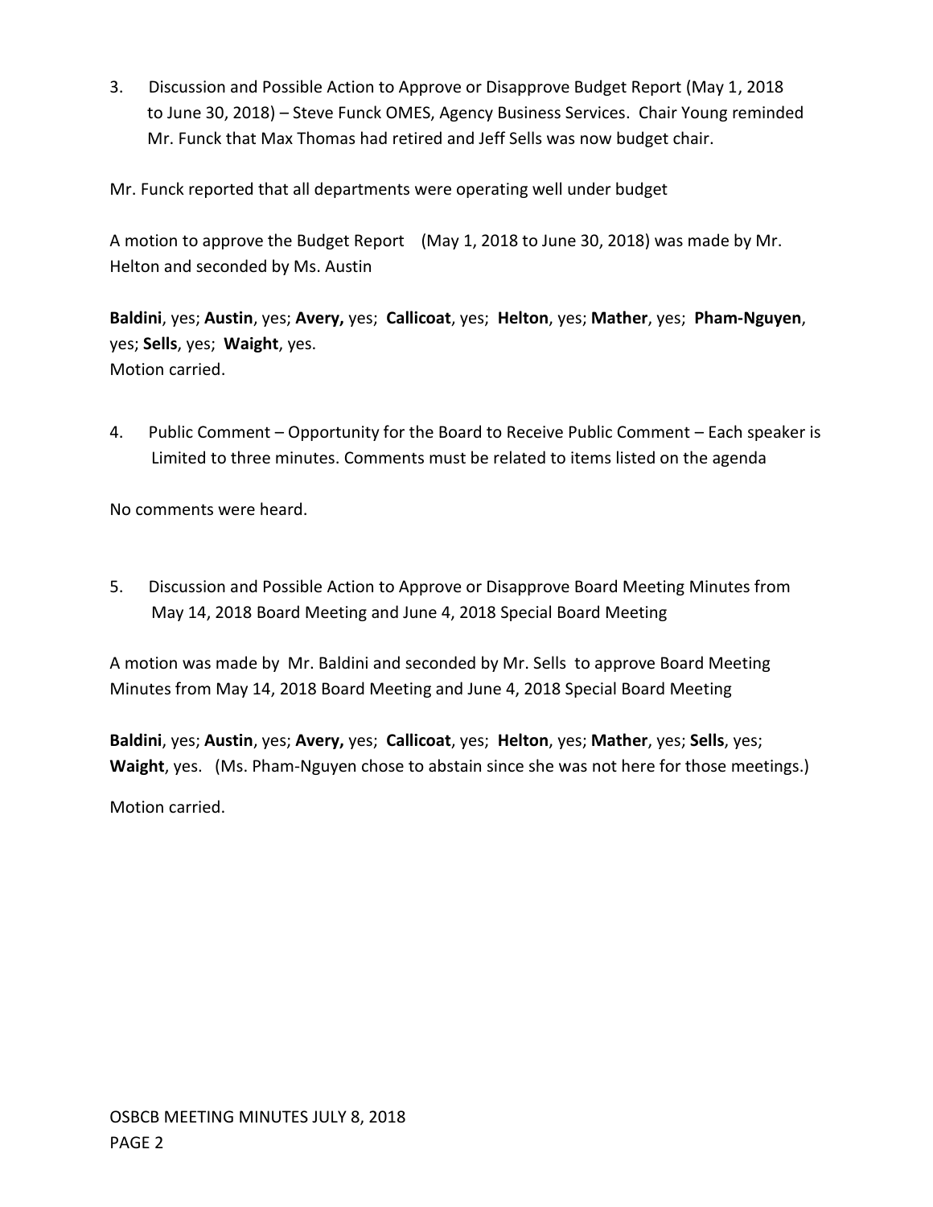3. Discussion and Possible Action to Approve or Disapprove Budget Report (May 1, 2018 to June 30, 2018) – Steve Funck OMES, Agency Business Services. Chair Young reminded Mr. Funck that Max Thomas had retired and Jeff Sells was now budget chair.

Mr. Funck reported that all departments were operating well under budget

A motion to approve the Budget Report (May 1, 2018 to June 30, 2018) was made by Mr. Helton and seconded by Ms. Austin

**Baldini**, yes; **Austin**, yes; **Avery,** yes; **Callicoat**, yes; **Helton**, yes; **Mather**, yes; **Pham-Nguyen**, yes; **Sells**, yes; **Waight**, yes.
Motion carried.

4. Public Comment – Opportunity for the Board to Receive Public Comment – Each speaker is Limited to three minutes. Comments must be related to items listed on the agenda

No comments were heard.

5. Discussion and Possible Action to Approve or Disapprove Board Meeting Minutes from May 14, 2018 Board Meeting and June 4, 2018 Special Board Meeting

A motion was made by Mr. Baldini and seconded by Mr. Sells to approve Board Meeting Minutes from May 14, 2018 Board Meeting and June 4, 2018 Special Board Meeting

**Baldini**, yes; **Austin**, yes; **Avery,** yes; **Callicoat**, yes; **Helton**, yes; **Mather**, yes; **Sells**, yes; **Waight**, yes. (Ms. Pham-Nguyen chose to abstain since she was not here for those meetings.)

Motion carried.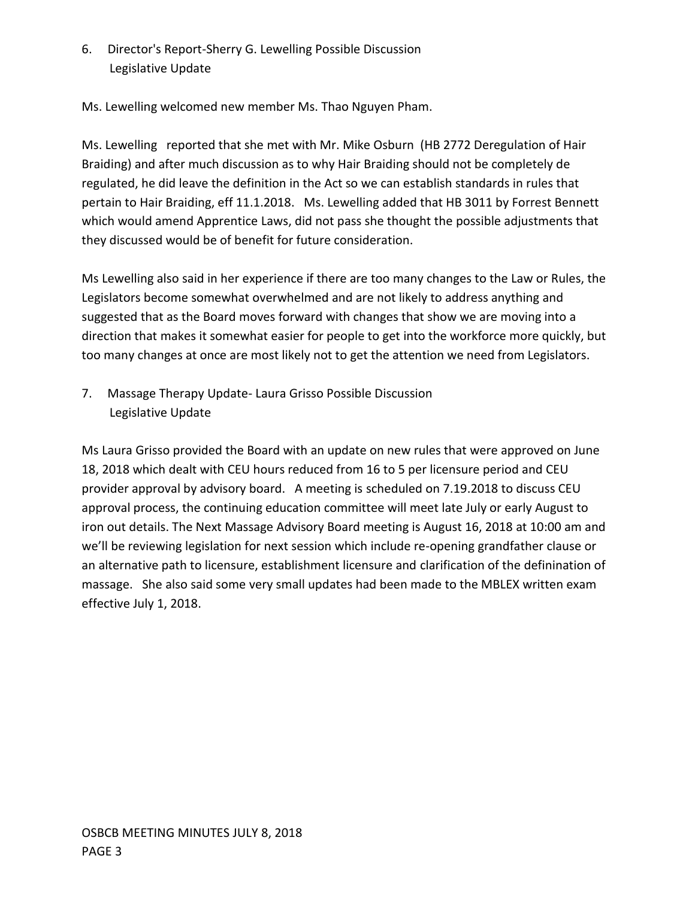6. Director's Report-Sherry G. Lewelling Possible Discussion
   Legislative Update

Ms. Lewelling welcomed new member Ms. Thao Nguyen Pham.

Ms. Lewelling reported that she met with Mr. Mike Osburn (HB 2772 Deregulation of Hair Braiding) and after much discussion as to why Hair Braiding should not be completely de regulated, he did leave the definition in the Act so we can establish standards in rules that pertain to Hair Braiding, eff 11.1.2018. Ms. Lewelling added that HB 3011 by Forrest Bennett which would amend Apprentice Laws, did not pass she thought the possible adjustments that they discussed would be of benefit for future consideration.

Ms Lewelling also said in her experience if there are too many changes to the Law or Rules, the Legislators become somewhat overwhelmed and are not likely to address anything and suggested that as the Board moves forward with changes that show we are moving into a direction that makes it somewhat easier for people to get into the workforce more quickly, but too many changes at once are most likely not to get the attention we need from Legislators.

7. Massage Therapy Update- Laura Grisso Possible Discussion
   Legislative Update

Ms Laura Grisso provided the Board with an update on new rules that were approved on June 18, 2018 which dealt with CEU hours reduced from 16 to 5 per licensure period and CEU provider approval by advisory board. A meeting is scheduled on 7.19.2018 to discuss CEU approval process, the continuing education committee will meet late July or early August to iron out details. The Next Massage Advisory Board meeting is August 16, 2018 at 10:00 am and we'll be reviewing legislation for next session which include re-opening grandfather clause or an alternative path to licensure, establishment licensure and clarification of the definination of massage. She also said some very small updates had been made to the MBLEX written exam effective July 1, 2018.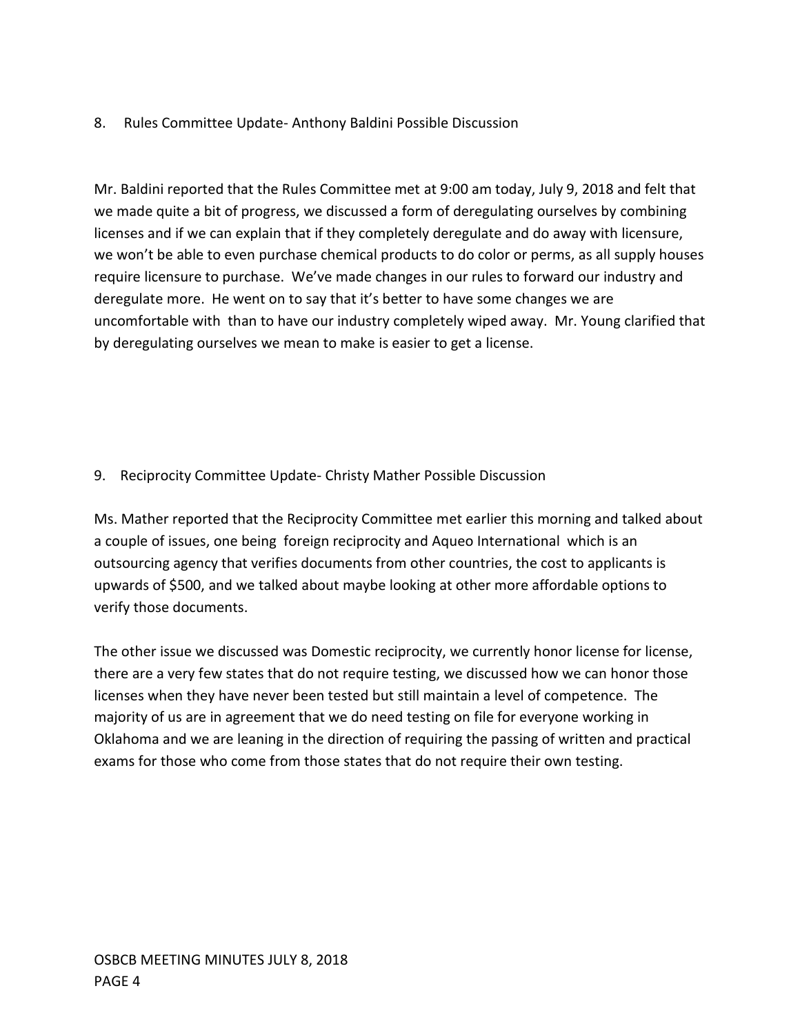8. Rules Committee Update- Anthony Baldini Possible Discussion

Mr. Baldini reported that the Rules Committee met at 9:00 am today, July 9, 2018 and felt that we made quite a bit of progress, we discussed a form of deregulating ourselves by combining licenses and if we can explain that if they completely deregulate and do away with licensure, we won't be able to even purchase chemical products to do color or perms, as all supply houses require licensure to purchase. We've made changes in our rules to forward our industry and deregulate more. He went on to say that it's better to have some changes we are uncomfortable with than to have our industry completely wiped away. Mr. Young clarified that by deregulating ourselves we mean to make is easier to get a license.

9. Reciprocity Committee Update- Christy Mather Possible Discussion

Ms. Mather reported that the Reciprocity Committee met earlier this morning and talked about a couple of issues, one being foreign reciprocity and Aqueo International which is an outsourcing agency that verifies documents from other countries, the cost to applicants is upwards of $500, and we talked about maybe looking at other more affordable options to verify those documents.

The other issue we discussed was Domestic reciprocity, we currently honor license for license, there are a very few states that do not require testing, we discussed how we can honor those licenses when they have never been tested but still maintain a level of competence. The majority of us are in agreement that we do need testing on file for everyone working in Oklahoma and we are leaning in the direction of requiring the passing of written and practical exams for those who come from those states that do not require their own testing.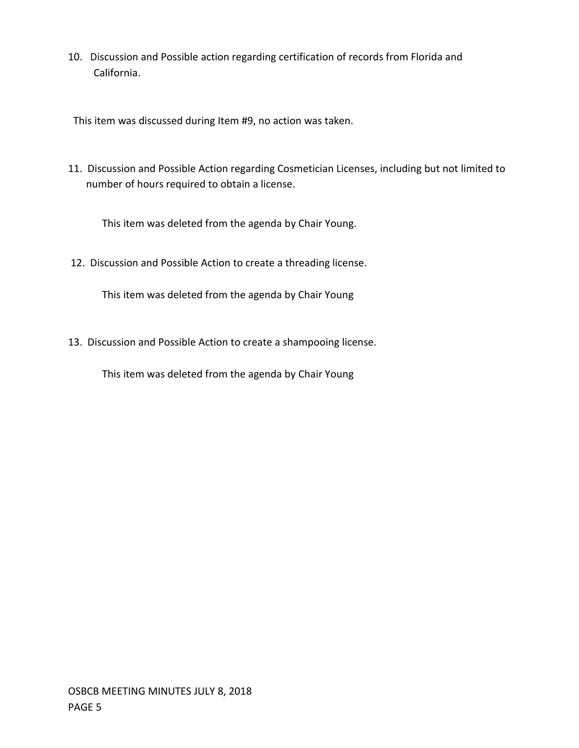10. Discussion and Possible action regarding certification of records from Florida and California.

This item was discussed during Item #9, no action was taken.

11. Discussion and Possible Action regarding Cosmetician Licenses, including but not limited to number of hours required to obtain a license.

    This item was deleted from the agenda by Chair Young.

12. Discussion and Possible Action to create a threading license.

    This item was deleted from the agenda by Chair Young

13. Discussion and Possible Action to create a shampooing license.

    This item was deleted from the agenda by Chair Young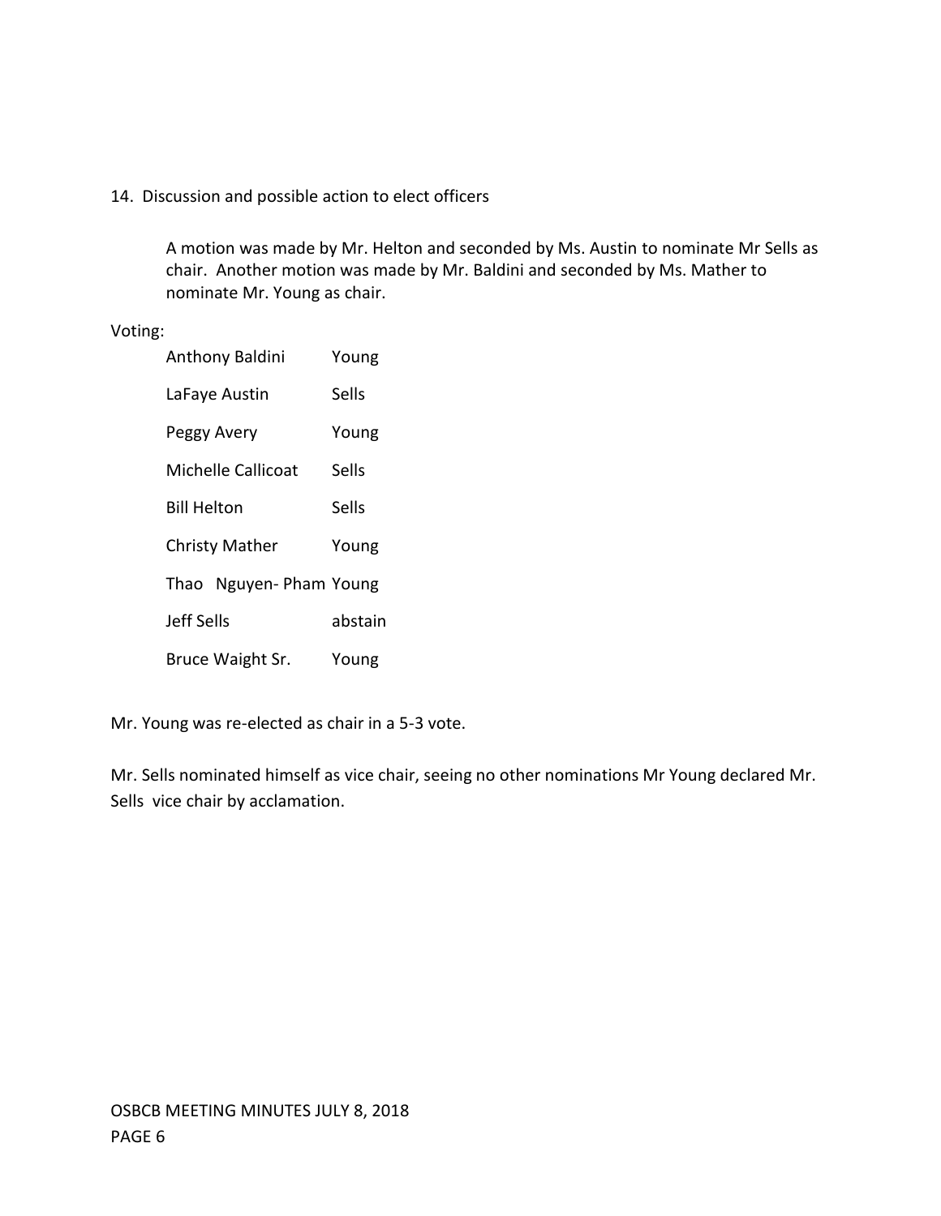14. Discussion and possible action to elect officers

A motion was made by Mr. Helton and seconded by Ms. Austin to nominate Mr Sells as chair. Another motion was made by Mr. Baldini and seconded by Ms. Mather to nominate Mr. Young as chair.

Voting:

| | |
|---|---|
| Anthony Baldini | Young |
| LaFaye Austin | Sells |
| Peggy Avery | Young |
| Michelle Callicoat | Sells |
| Bill Helton | Sells |
| Christy Mather | Young |
| Thao Nguyen- Pham | Young |
| Jeff Sells | abstain |
| Bruce Waight Sr. | Young |

Mr. Young was re-elected as chair in a 5-3 vote.

Mr. Sells nominated himself as vice chair, seeing no other nominations Mr Young declared Mr. Sells vice chair by acclamation.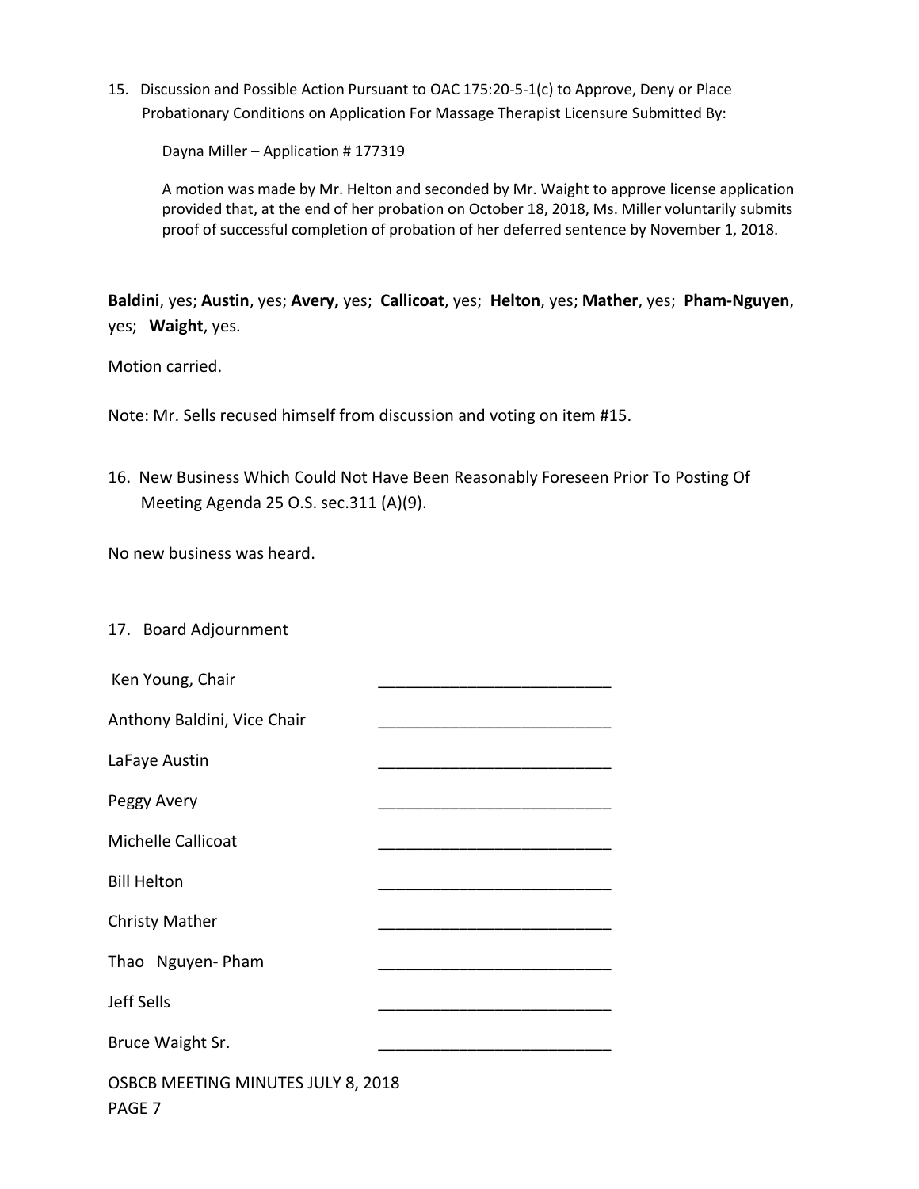15. Discussion and Possible Action Pursuant to OAC 175:20-5-1(c) to Approve, Deny or Place Probationary Conditions on Application For Massage Therapist Licensure Submitted By:

Dayna Miller – Application # 177319

A motion was made by Mr. Helton and seconded by Mr. Waight to approve license application provided that, at the end of her probation on October 18, 2018, Ms. Miller voluntarily submits proof of successful completion of probation of her deferred sentence by November 1, 2018.

**Baldini**, yes; **Austin**, yes; **Avery,** yes; **Callicoat**, yes; **Helton**, yes; **Mather**, yes; **Pham-Nguyen**, yes; **Waight**, yes.

Motion carried.

Note: Mr. Sells recused himself from discussion and voting on item #15.

16. New Business Which Could Not Have Been Reasonably Foreseen Prior To Posting Of Meeting Agenda 25 O.S. sec.311 (A)(9).

No new business was heard.

17. Board Adjournment

Ken Young, Chair \_\_\_\_\_\_\_\_\_\_\_\_\_\_\_\_\_\_\_\_\_\_\_\_\_\_

Anthony Baldini, Vice Chair \_\_\_\_\_\_\_\_\_\_\_\_\_\_\_\_\_\_\_\_\_\_\_\_\_\_

LaFaye Austin \_\_\_\_\_\_\_\_\_\_\_\_\_\_\_\_\_\_\_\_\_\_\_\_\_\_

Peggy Avery \_\_\_\_\_\_\_\_\_\_\_\_\_\_\_\_\_\_\_\_\_\_\_\_\_\_

Michelle Callicoat \_\_\_\_\_\_\_\_\_\_\_\_\_\_\_\_\_\_\_\_\_\_\_\_\_\_

Bill Helton \_\_\_\_\_\_\_\_\_\_\_\_\_\_\_\_\_\_\_\_\_\_\_\_\_\_

Christy Mather \_\_\_\_\_\_\_\_\_\_\_\_\_\_\_\_\_\_\_\_\_\_\_\_\_\_

Thao Nguyen- Pham \_\_\_\_\_\_\_\_\_\_\_\_\_\_\_\_\_\_\_\_\_\_\_\_\_\_

Jeff Sells \_\_\_\_\_\_\_\_\_\_\_\_\_\_\_\_\_\_\_\_\_\_\_\_\_\_

Bruce Waight Sr. \_\_\_\_\_\_\_\_\_\_\_\_\_\_\_\_\_\_\_\_\_\_\_\_\_\_